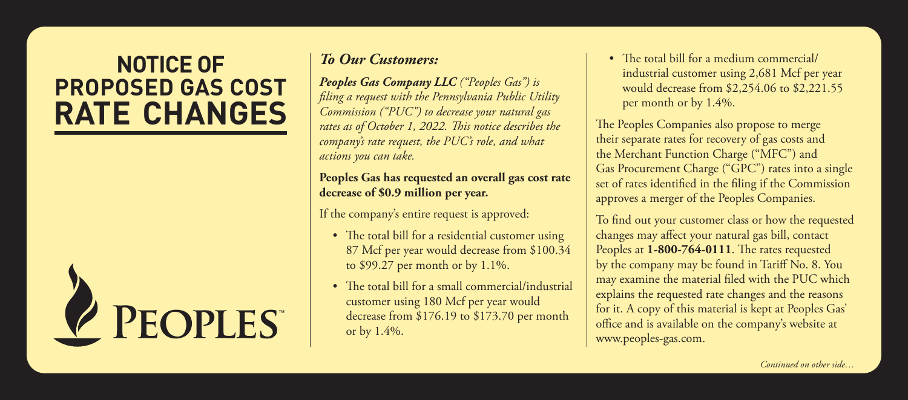# NOTICE OF PROPOSED GAS COST RATE CHANGES

PEOPLES™

***To Our Customers:***

***Peoples Gas Company LLC*** *("Peoples Gas") is filing a request with the Pennsylvania Public Utility Commission ("PUC") to decrease your natural gas rates as of October 1, 2022. This notice describes the company's rate request, the PUC's role, and what actions you can take.*

**Peoples Gas has requested an overall gas cost rate decrease of $0.9 million per year.**

If the company's entire request is approved:

- The total bill for a residential customer using 87 Mcf per year would decrease from $100.34 to $99.27 per month or by 1.1%.
- The total bill for a small commercial/industrial customer using 180 Mcf per year would decrease from $176.19 to $173.70 per month or by 1.4%.
- The total bill for a medium commercial/industrial customer using 2,681 Mcf per year would decrease from $2,254.06 to $2,221.55 per month or by 1.4%.

The Peoples Companies also propose to merge their separate rates for recovery of gas costs and the Merchant Function Charge ("MFC") and Gas Procurement Charge ("GPC") rates into a single set of rates identified in the filing if the Commission approves a merger of the Peoples Companies.

To find out your customer class or how the requested changes may affect your natural gas bill, contact Peoples at **1-800-764-0111**. The rates requested by the company may be found in Tariff No. 8. You may examine the material filed with the PUC which explains the requested rate changes and the reasons for it. A copy of this material is kept at Peoples Gas' office and is available on the company's website at www.peoples-gas.com.

*Continued on other side…*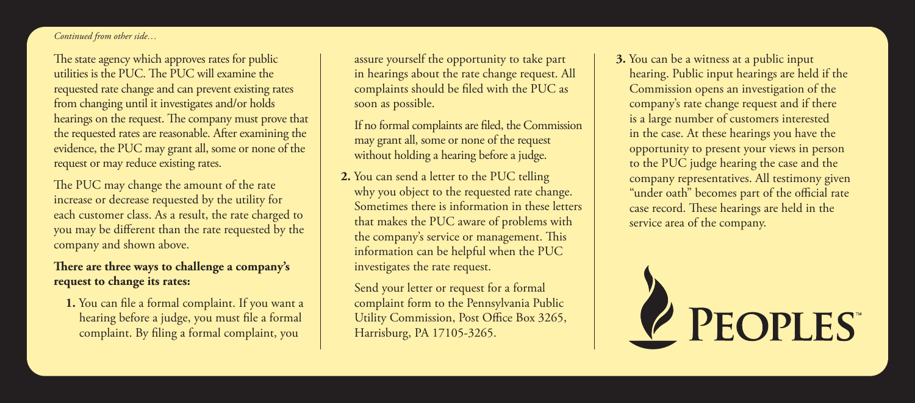*Continued from other side…*

The state agency which approves rates for public utilities is the PUC. The PUC will examine the requested rate change and can prevent existing rates from changing until it investigates and/or holds hearings on the request. The company must prove that the requested rates are reasonable. After examining the evidence, the PUC may grant all, some or none of the request or may reduce existing rates.

The PUC may change the amount of the rate increase or decrease requested by the utility for each customer class. As a result, the rate charged to you may be different than the rate requested by the company and shown above.

**There are three ways to challenge a company's request to change its rates:**

1. You can file a formal complaint. If you want a hearing before a judge, you must file a formal complaint. By filing a formal complaint, you assure yourself the opportunity to take part in hearings about the rate change request. All complaints should be filed with the PUC as soon as possible.

   If no formal complaints are filed, the Commission may grant all, some or none of the request without holding a hearing before a judge.

2. You can send a letter to the PUC telling why you object to the requested rate change. Sometimes there is information in these letters that makes the PUC aware of problems with the company's service or management. This information can be helpful when the PUC investigates the rate request.

   Send your letter or request for a formal complaint form to the Pennsylvania Public Utility Commission, Post Office Box 3265, Harrisburg, PA 17105-3265.

3. You can be a witness at a public input hearing. Public input hearings are held if the Commission opens an investigation of the company's rate change request and if there is a large number of customers interested in the case. At these hearings you have the opportunity to present your views in person to the PUC judge hearing the case and the company representatives. All testimony given "under oath" becomes part of the official rate case record. These hearings are held in the service area of the company.

PEOPLES™